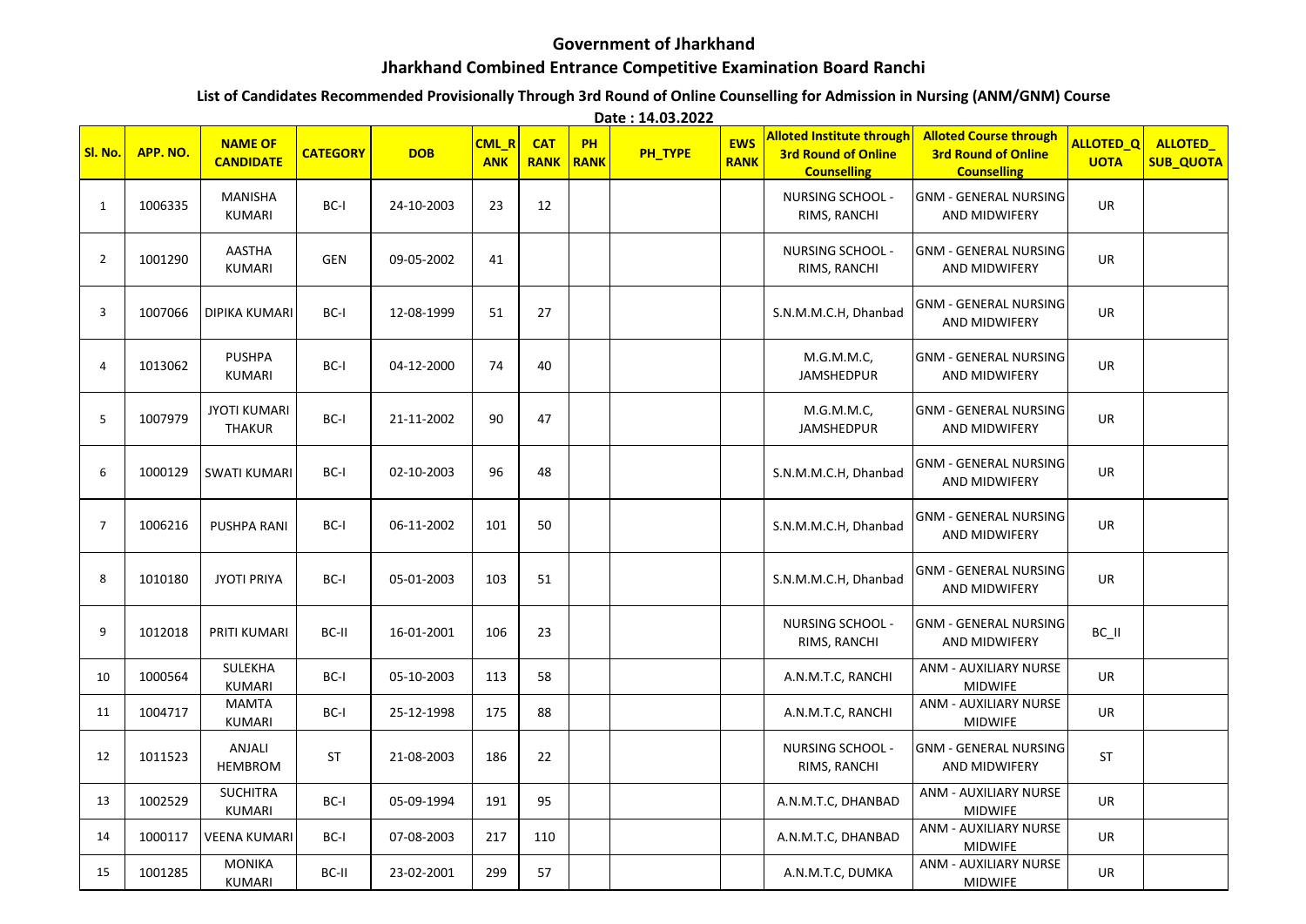# Government of Jharkhand

## Jharkhand Combined Entrance Competitive Examination Board Ranchi

### List of Candidates Recommended Provisionally Through 3rd Round of Online Counselling for Admission in Nursing (ANM/GNM) Course

**Date : 14.03.2022**

| Sl. No. | APP. NO. | NAME OF CANDIDATE | CATEGORY | DOB | CML_RANK | CAT RANK | PH RANK | PH_TYPE | EWS RANK | Alloted Institute through 3rd Round of Online Counselling | Alloted Course through 3rd Round of Online Counselling | ALLOTED_QUOTA | ALLOTED_SUB_QUOTA |
|---|---|---|---|---|---|---|---|---|---|---|---|---|---|
| 1 | 1006335 | MANISHA KUMARI | BC-I | 24-10-2003 | 23 | 12 | | | | NURSING SCHOOL - RIMS, RANCHI | GNM - GENERAL NURSING AND MIDWIFERY | UR | |
| 2 | 1001290 | AASTHA KUMARI | GEN | 09-05-2002 | 41 | | | | | NURSING SCHOOL - RIMS, RANCHI | GNM - GENERAL NURSING AND MIDWIFERY | UR | |
| 3 | 1007066 | DIPIKA KUMARI | BC-I | 12-08-1999 | 51 | 27 | | | | S.N.M.M.C.H, Dhanbad | GNM - GENERAL NURSING AND MIDWIFERY | UR | |
| 4 | 1013062 | PUSHPA KUMARI | BC-I | 04-12-2000 | 74 | 40 | | | | M.G.M.M.C, JAMSHEDPUR | GNM - GENERAL NURSING AND MIDWIFERY | UR | |
| 5 | 1007979 | JYOTI KUMARI THAKUR | BC-I | 21-11-2002 | 90 | 47 | | | | M.G.M.M.C, JAMSHEDPUR | GNM - GENERAL NURSING AND MIDWIFERY | UR | |
| 6 | 1000129 | SWATI KUMARI | BC-I | 02-10-2003 | 96 | 48 | | | | S.N.M.M.C.H, Dhanbad | GNM - GENERAL NURSING AND MIDWIFERY | UR | |
| 7 | 1006216 | PUSHPA RANI | BC-I | 06-11-2002 | 101 | 50 | | | | S.N.M.M.C.H, Dhanbad | GNM - GENERAL NURSING AND MIDWIFERY | UR | |
| 8 | 1010180 | JYOTI PRIYA | BC-I | 05-01-2003 | 103 | 51 | | | | S.N.M.M.C.H, Dhanbad | GNM - GENERAL NURSING AND MIDWIFERY | UR | |
| 9 | 1012018 | PRITI KUMARI | BC-II | 16-01-2001 | 106 | 23 | | | | NURSING SCHOOL - RIMS, RANCHI | GNM - GENERAL NURSING AND MIDWIFERY | BC_II | |
| 10 | 1000564 | SULEKHA KUMARI | BC-I | 05-10-2003 | 113 | 58 | | | | A.N.M.T.C, RANCHI | ANM - AUXILIARY NURSE MIDWIFE | UR | |
| 11 | 1004717 | MAMTA KUMARI | BC-I | 25-12-1998 | 175 | 88 | | | | A.N.M.T.C, RANCHI | ANM - AUXILIARY NURSE MIDWIFE | UR | |
| 12 | 1011523 | ANJALI HEMBROM | ST | 21-08-2003 | 186 | 22 | | | | NURSING SCHOOL - RIMS, RANCHI | GNM - GENERAL NURSING AND MIDWIFERY | ST | |
| 13 | 1002529 | SUCHITRA KUMARI | BC-I | 05-09-1994 | 191 | 95 | | | | A.N.M.T.C, DHANBAD | ANM - AUXILIARY NURSE MIDWIFE | UR | |
| 14 | 1000117 | VEENA KUMARI | BC-I | 07-08-2003 | 217 | 110 | | | | A.N.M.T.C, DHANBAD | ANM - AUXILIARY NURSE MIDWIFE | UR | |
| 15 | 1001285 | MONIKA KUMARI | BC-II | 23-02-2001 | 299 | 57 | | | | A.N.M.T.C, DUMKA | ANM - AUXILIARY NURSE MIDWIFE | UR | |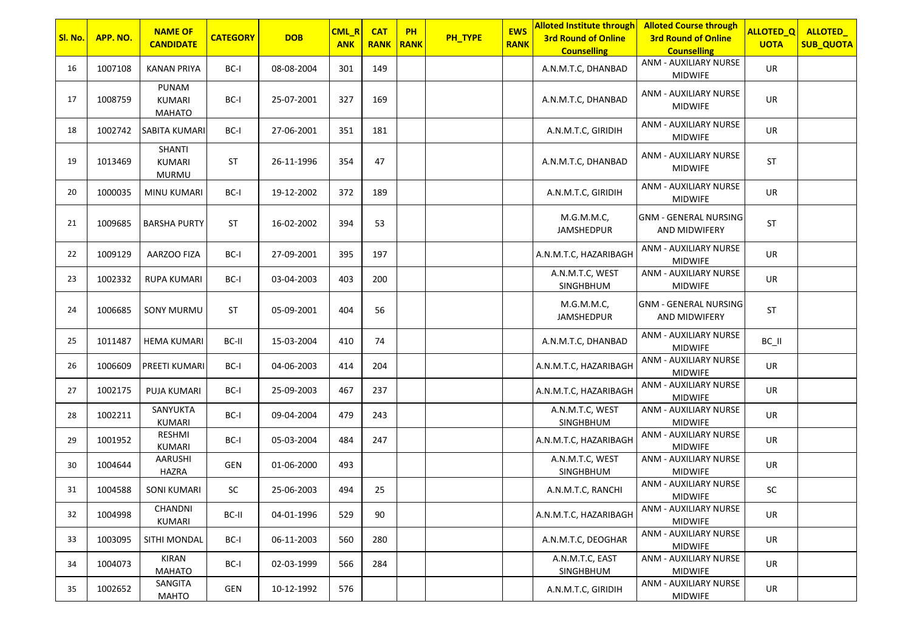| Sl. No. | APP. NO. | NAME OF CANDIDATE | CATEGORY | DOB | CML_RANK | CAT RANK | PH RANK | PH_TYPE | EWS RANK | Alloted Institute through 3rd Round of Online Counselling | Alloted Course through 3rd Round of Online Counselling | ALLOTED_QUOTA | ALLOTED_SUB_QUOTA |
|---|---|---|---|---|---|---|---|---|---|---|---|---|---|
| 16 | 1007108 | KANAN PRIYA | BC-I | 08-08-2004 | 301 | 149 | | | | A.N.M.T.C, DHANBAD | ANM - AUXILIARY NURSE MIDWIFE | UR | |
| 17 | 1008759 | PUNAM KUMARI MAHATO | BC-I | 25-07-2001 | 327 | 169 | | | | A.N.M.T.C, DHANBAD | ANM - AUXILIARY NURSE MIDWIFE | UR | |
| 18 | 1002742 | SABITA KUMARI | BC-I | 27-06-2001 | 351 | 181 | | | | A.N.M.T.C, GIRIDIH | ANM - AUXILIARY NURSE MIDWIFE | UR | |
| 19 | 1013469 | SHANTI KUMARI MURMU | ST | 26-11-1996 | 354 | 47 | | | | A.N.M.T.C, DHANBAD | ANM - AUXILIARY NURSE MIDWIFE | ST | |
| 20 | 1000035 | MINU KUMARI | BC-I | 19-12-2002 | 372 | 189 | | | | A.N.M.T.C, GIRIDIH | ANM - AUXILIARY NURSE MIDWIFE | UR | |
| 21 | 1009685 | BARSHA PURTY | ST | 16-02-2002 | 394 | 53 | | | | M.G.M.M.C, JAMSHEDPUR | GNM - GENERAL NURSING AND MIDWIFERY | ST | |
| 22 | 1009129 | AARZOO FIZA | BC-I | 27-09-2001 | 395 | 197 | | | | A.N.M.T.C, HAZARIBAGH | ANM - AUXILIARY NURSE MIDWIFE | UR | |
| 23 | 1002332 | RUPA KUMARI | BC-I | 03-04-2003 | 403 | 200 | | | | A.N.M.T.C, WEST SINGHBHUM | ANM - AUXILIARY NURSE MIDWIFE | UR | |
| 24 | 1006685 | SONY MURMU | ST | 05-09-2001 | 404 | 56 | | | | M.G.M.M.C, JAMSHEDPUR | GNM - GENERAL NURSING AND MIDWIFERY | ST | |
| 25 | 1011487 | HEMA KUMARI | BC-II | 15-03-2004 | 410 | 74 | | | | A.N.M.T.C, DHANBAD | ANM - AUXILIARY NURSE MIDWIFE | BC_II | |
| 26 | 1006609 | PREETI KUMARI | BC-I | 04-06-2003 | 414 | 204 | | | | A.N.M.T.C, HAZARIBAGH | ANM - AUXILIARY NURSE MIDWIFE | UR | |
| 27 | 1002175 | PUJA KUMARI | BC-I | 25-09-2003 | 467 | 237 | | | | A.N.M.T.C, HAZARIBAGH | ANM - AUXILIARY NURSE MIDWIFE | UR | |
| 28 | 1002211 | SANYUKTA KUMARI | BC-I | 09-04-2004 | 479 | 243 | | | | A.N.M.T.C, WEST SINGHBHUM | ANM - AUXILIARY NURSE MIDWIFE | UR | |
| 29 | 1001952 | RESHMI KUMARI | BC-I | 05-03-2004 | 484 | 247 | | | | A.N.M.T.C, HAZARIBAGH | ANM - AUXILIARY NURSE MIDWIFE | UR | |
| 30 | 1004644 | AARUSHI HAZRA | GEN | 01-06-2000 | 493 | | | | | A.N.M.T.C, WEST SINGHBHUM | ANM - AUXILIARY NURSE MIDWIFE | UR | |
| 31 | 1004588 | SONI KUMARI | SC | 25-06-2003 | 494 | 25 | | | | A.N.M.T.C, RANCHI | ANM - AUXILIARY NURSE MIDWIFE | SC | |
| 32 | 1004998 | CHANDNI KUMARI | BC-II | 04-01-1996 | 529 | 90 | | | | A.N.M.T.C, HAZARIBAGH | ANM - AUXILIARY NURSE MIDWIFE | UR | |
| 33 | 1003095 | SITHI MONDAL | BC-I | 06-11-2003 | 560 | 280 | | | | A.N.M.T.C, DEOGHAR | ANM - AUXILIARY NURSE MIDWIFE | UR | |
| 34 | 1004073 | KIRAN MAHATO | BC-I | 02-03-1999 | 566 | 284 | | | | A.N.M.T.C, EAST SINGHBHUM | ANM - AUXILIARY NURSE MIDWIFE | UR | |
| 35 | 1002652 | SANGITA MAHTO | GEN | 10-12-1992 | 576 | | | | | A.N.M.T.C, GIRIDIH | ANM - AUXILIARY NURSE MIDWIFE | UR | |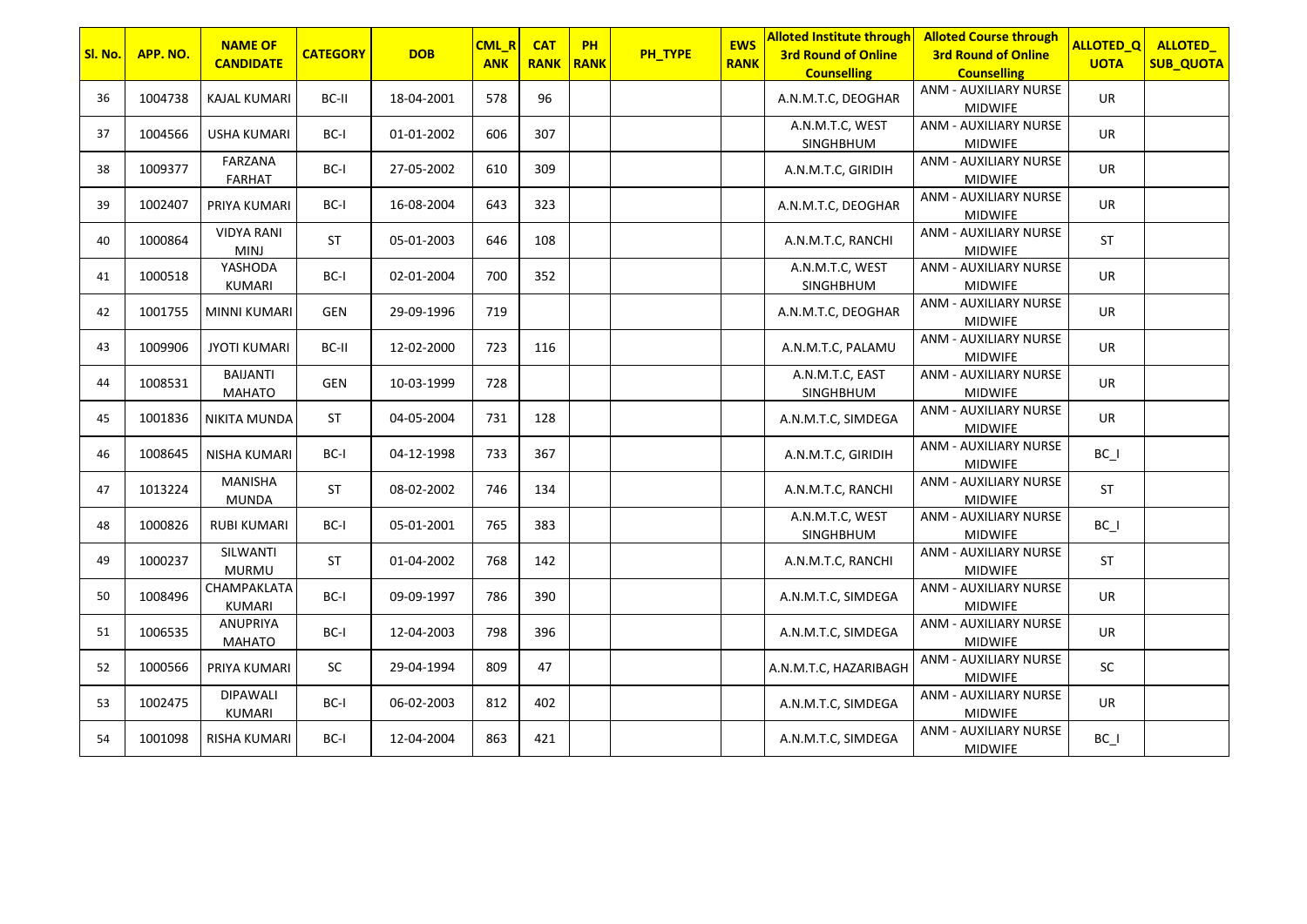| Sl. No. | APP. NO. | NAME OF CANDIDATE | CATEGORY | DOB | CML_RANK | CAT RANK | PH RANK | PH_TYPE | EWS RANK | Alloted Institute through 3rd Round of Online Counselling | Alloted Course through 3rd Round of Online Counselling | ALLOTED_QUOTA | ALLOTED_SUB_QUOTA |
|---|---|---|---|---|---|---|---|---|---|---|---|---|---|
| 36 | 1004738 | KAJAL KUMARI | BC-II | 18-04-2001 | 578 | 96 | | | | A.N.M.T.C, DEOGHAR | ANM - AUXILIARY NURSE MIDWIFE | UR | |
| 37 | 1004566 | USHA KUMARI | BC-I | 01-01-2002 | 606 | 307 | | | | A.N.M.T.C, WEST SINGHBHUM | ANM - AUXILIARY NURSE MIDWIFE | UR | |
| 38 | 1009377 | FARZANA FARHAT | BC-I | 27-05-2002 | 610 | 309 | | | | A.N.M.T.C, GIRIDIH | ANM - AUXILIARY NURSE MIDWIFE | UR | |
| 39 | 1002407 | PRIYA KUMARI | BC-I | 16-08-2004 | 643 | 323 | | | | A.N.M.T.C, DEOGHAR | ANM - AUXILIARY NURSE MIDWIFE | UR | |
| 40 | 1000864 | VIDYA RANI MINJ | ST | 05-01-2003 | 646 | 108 | | | | A.N.M.T.C, RANCHI | ANM - AUXILIARY NURSE MIDWIFE | ST | |
| 41 | 1000518 | YASHODA KUMARI | BC-I | 02-01-2004 | 700 | 352 | | | | A.N.M.T.C, WEST SINGHBHUM | ANM - AUXILIARY NURSE MIDWIFE | UR | |
| 42 | 1001755 | MINNI KUMARI | GEN | 29-09-1996 | 719 | | | | | A.N.M.T.C, DEOGHAR | ANM - AUXILIARY NURSE MIDWIFE | UR | |
| 43 | 1009906 | JYOTI KUMARI | BC-II | 12-02-2000 | 723 | 116 | | | | A.N.M.T.C, PALAMU | ANM - AUXILIARY NURSE MIDWIFE | UR | |
| 44 | 1008531 | BAIJANTI MAHATO | GEN | 10-03-1999 | 728 | | | | | A.N.M.T.C, EAST SINGHBHUM | ANM - AUXILIARY NURSE MIDWIFE | UR | |
| 45 | 1001836 | NIKITA MUNDA | ST | 04-05-2004 | 731 | 128 | | | | A.N.M.T.C, SIMDEGA | ANM - AUXILIARY NURSE MIDWIFE | UR | |
| 46 | 1008645 | NISHA KUMARI | BC-I | 04-12-1998 | 733 | 367 | | | | A.N.M.T.C, GIRIDIH | ANM - AUXILIARY NURSE MIDWIFE | BC_I | |
| 47 | 1013224 | MANISHA MUNDA | ST | 08-02-2002 | 746 | 134 | | | | A.N.M.T.C, RANCHI | ANM - AUXILIARY NURSE MIDWIFE | ST | |
| 48 | 1000826 | RUBI KUMARI | BC-I | 05-01-2001 | 765 | 383 | | | | A.N.M.T.C, WEST SINGHBHUM | ANM - AUXILIARY NURSE MIDWIFE | BC_I | |
| 49 | 1000237 | SILWANTI MURMU | ST | 01-04-2002 | 768 | 142 | | | | A.N.M.T.C, RANCHI | ANM - AUXILIARY NURSE MIDWIFE | ST | |
| 50 | 1008496 | CHAMPAKLATA KUMARI | BC-I | 09-09-1997 | 786 | 390 | | | | A.N.M.T.C, SIMDEGA | ANM - AUXILIARY NURSE MIDWIFE | UR | |
| 51 | 1006535 | ANUPRIYA MAHATO | BC-I | 12-04-2003 | 798 | 396 | | | | A.N.M.T.C, SIMDEGA | ANM - AUXILIARY NURSE MIDWIFE | UR | |
| 52 | 1000566 | PRIYA KUMARI | SC | 29-04-1994 | 809 | 47 | | | | A.N.M.T.C, HAZARIBAGH | ANM - AUXILIARY NURSE MIDWIFE | SC | |
| 53 | 1002475 | DIPAWALI KUMARI | BC-I | 06-02-2003 | 812 | 402 | | | | A.N.M.T.C, SIMDEGA | ANM - AUXILIARY NURSE MIDWIFE | UR | |
| 54 | 1001098 | RISHA KUMARI | BC-I | 12-04-2004 | 863 | 421 | | | | A.N.M.T.C, SIMDEGA | ANM - AUXILIARY NURSE MIDWIFE | BC_I | |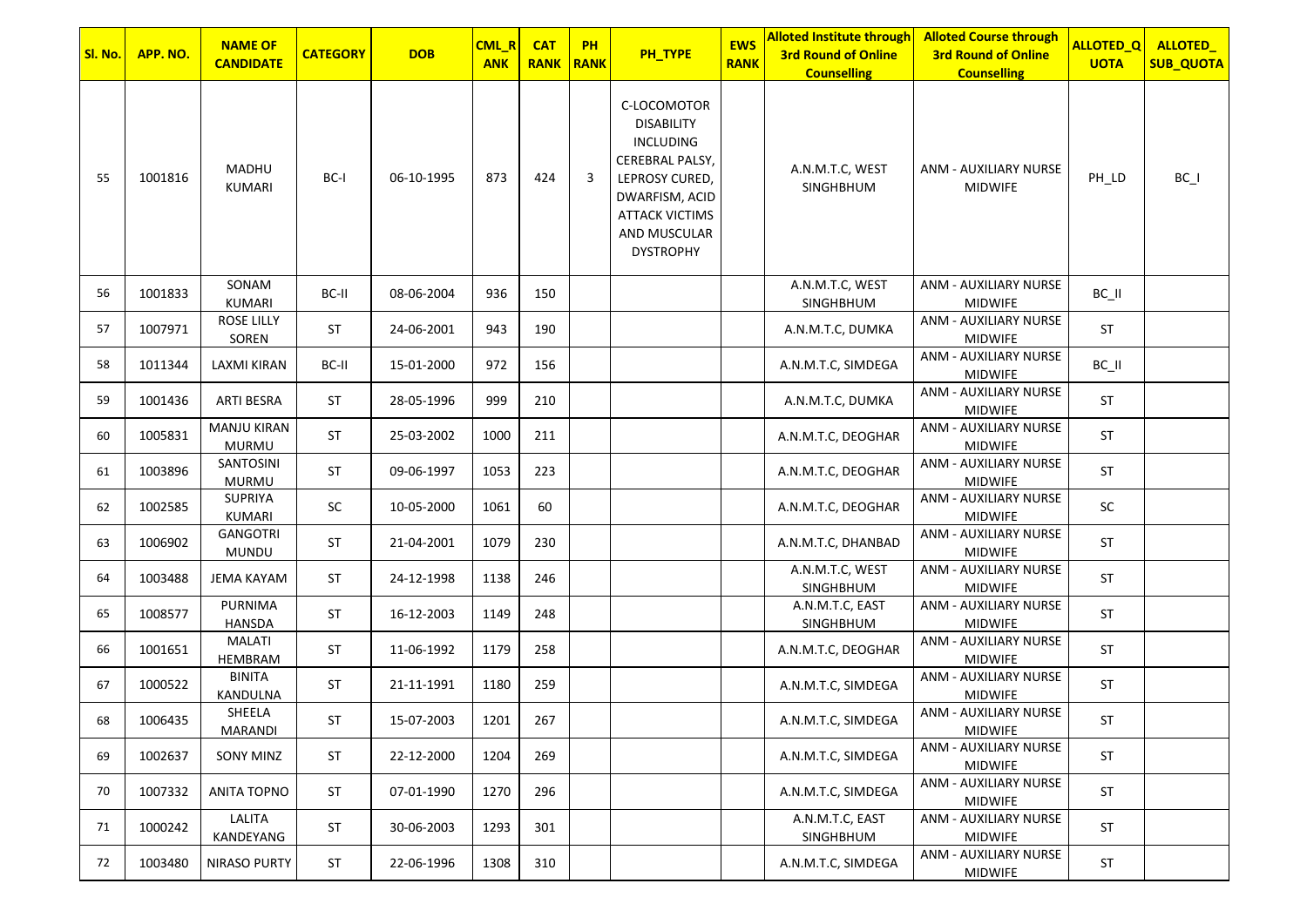| Sl. No. | APP. NO. | NAME OF CANDIDATE | CATEGORY | DOB | CML_RANK | CAT RANK | PH RANK | PH_TYPE | EWS RANK | Alloted Institute through 3rd Round of Online Counselling | Alloted Course through 3rd Round of Online Counselling | ALLOTED_QUOTA | ALLOTED_SUB_QUOTA |
|---|---|---|---|---|---|---|---|---|---|---|---|---|---|
| 55 | 1001816 | MADHU KUMARI | BC-I | 06-10-1995 | 873 | 424 | 3 | C-LOCOMOTOR DISABILITY INCLUDING CEREBRAL PALSY, LEPROSY CURED, DWARFISM, ACID ATTACK VICTIMS AND MUSCULAR DYSTROPHY | | A.N.M.T.C, WEST SINGHBHUM | ANM - AUXILIARY NURSE MIDWIFE | PH_LD | BC_I |
| 56 | 1001833 | SONAM KUMARI | BC-II | 08-06-2004 | 936 | 150 | | | | A.N.M.T.C, WEST SINGHBHUM | ANM - AUXILIARY NURSE MIDWIFE | BC_II | |
| 57 | 1007971 | ROSE LILLY SOREN | ST | 24-06-2001 | 943 | 190 | | | | A.N.M.T.C, DUMKA | ANM - AUXILIARY NURSE MIDWIFE | ST | |
| 58 | 1011344 | LAXMI KIRAN | BC-II | 15-01-2000 | 972 | 156 | | | | A.N.M.T.C, SIMDEGA | ANM - AUXILIARY NURSE MIDWIFE | BC_II | |
| 59 | 1001436 | ARTI BESRA | ST | 28-05-1996 | 999 | 210 | | | | A.N.M.T.C, DUMKA | ANM - AUXILIARY NURSE MIDWIFE | ST | |
| 60 | 1005831 | MANJU KIRAN MURMU | ST | 25-03-2002 | 1000 | 211 | | | | A.N.M.T.C, DEOGHAR | ANM - AUXILIARY NURSE MIDWIFE | ST | |
| 61 | 1003896 | SANTOSINI MURMU | ST | 09-06-1997 | 1053 | 223 | | | | A.N.M.T.C, DEOGHAR | ANM - AUXILIARY NURSE MIDWIFE | ST | |
| 62 | 1002585 | SUPRIYA KUMARI | SC | 10-05-2000 | 1061 | 60 | | | | A.N.M.T.C, DEOGHAR | ANM - AUXILIARY NURSE MIDWIFE | SC | |
| 63 | 1006902 | GANGOTRI MUNDU | ST | 21-04-2001 | 1079 | 230 | | | | A.N.M.T.C, DHANBAD | ANM - AUXILIARY NURSE MIDWIFE | ST | |
| 64 | 1003488 | JEMA KAYAM | ST | 24-12-1998 | 1138 | 246 | | | | A.N.M.T.C, WEST SINGHBHUM | ANM - AUXILIARY NURSE MIDWIFE | ST | |
| 65 | 1008577 | PURNIMA HANSDA | ST | 16-12-2003 | 1149 | 248 | | | | A.N.M.T.C, EAST SINGHBHUM | ANM - AUXILIARY NURSE MIDWIFE | ST | |
| 66 | 1001651 | MALATI HEMBRAM | ST | 11-06-1992 | 1179 | 258 | | | | A.N.M.T.C, DEOGHAR | ANM - AUXILIARY NURSE MIDWIFE | ST | |
| 67 | 1000522 | BINITA KANDULNA | ST | 21-11-1991 | 1180 | 259 | | | | A.N.M.T.C, SIMDEGA | ANM - AUXILIARY NURSE MIDWIFE | ST | |
| 68 | 1006435 | SHEELA MARANDI | ST | 15-07-2003 | 1201 | 267 | | | | A.N.M.T.C, SIMDEGA | ANM - AUXILIARY NURSE MIDWIFE | ST | |
| 69 | 1002637 | SONY MINZ | ST | 22-12-2000 | 1204 | 269 | | | | A.N.M.T.C, SIMDEGA | ANM - AUXILIARY NURSE MIDWIFE | ST | |
| 70 | 1007332 | ANITA TOPNO | ST | 07-01-1990 | 1270 | 296 | | | | A.N.M.T.C, SIMDEGA | ANM - AUXILIARY NURSE MIDWIFE | ST | |
| 71 | 1000242 | LALITA KANDEYANG | ST | 30-06-2003 | 1293 | 301 | | | | A.N.M.T.C, EAST SINGHBHUM | ANM - AUXILIARY NURSE MIDWIFE | ST | |
| 72 | 1003480 | NIRASO PURTY | ST | 22-06-1996 | 1308 | 310 | | | | A.N.M.T.C, SIMDEGA | ANM - AUXILIARY NURSE MIDWIFE | ST | |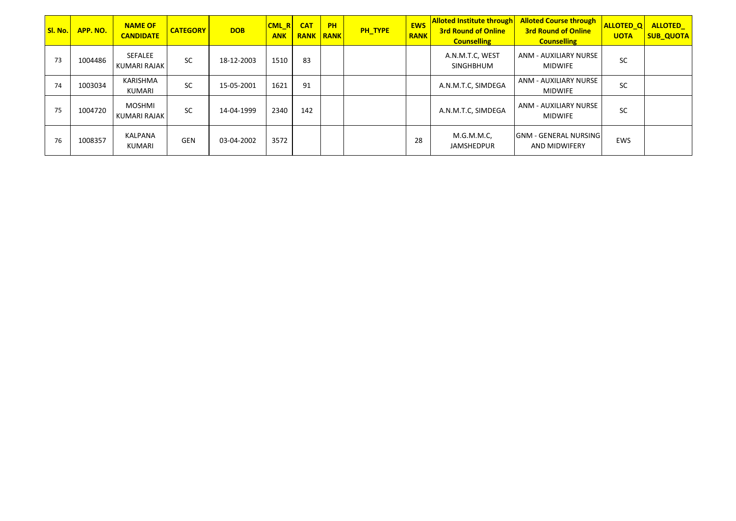| Sl. No. | APP. NO. | NAME OF CANDIDATE | CATEGORY | DOB | CML_RANK | CAT RANK | PH RANK | PH_TYPE | EWS RANK | Alloted Institute through 3rd Round of Online Counselling | Alloted Course through 3rd Round of Online Counselling | ALLOTED_QUOTA | ALLOTED_SUB_QUOTA |
|---|---|---|---|---|---|---|---|---|---|---|---|---|---|
| 73 | 1004486 | SEFALEE KUMARI RAJAK | SC | 18-12-2003 | 1510 | 83 | | | | A.N.M.T.C, WEST SINGHBHUM | ANM - AUXILIARY NURSE MIDWIFE | SC | |
| 74 | 1003034 | KARISHMA KUMARI | SC | 15-05-2001 | 1621 | 91 | | | | A.N.M.T.C, SIMDEGA | ANM - AUXILIARY NURSE MIDWIFE | SC | |
| 75 | 1004720 | MOSHMI KUMARI RAJAK | SC | 14-04-1999 | 2340 | 142 | | | | A.N.M.T.C, SIMDEGA | ANM - AUXILIARY NURSE MIDWIFE | SC | |
| 76 | 1008357 | KALPANA KUMARI | GEN | 03-04-2002 | 3572 | | | | 28 | M.G.M.M.C, JAMSHEDPUR | GNM - GENERAL NURSING AND MIDWIFERY | EWS | |